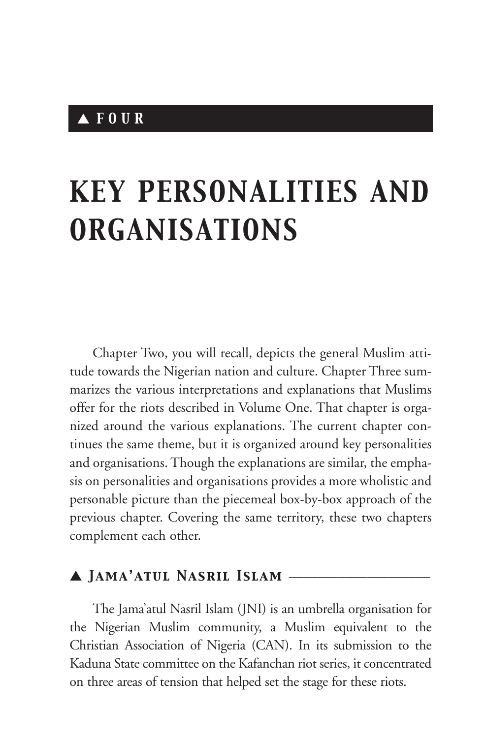▲ FOUR

# KEY PERSONALITIES AND ORGANISATIONS

Chapter Two, you will recall, depicts the general Muslim attitude towards the Nigerian nation and culture. Chapter Three summarizes the various interpretations and explanations that Muslims offer for the riots described in Volume One. That chapter is organized around the various explanations. The current chapter continues the same theme, but it is organized around key personalities and organisations. Though the explanations are similar, the emphasis on personalities and organisations provides a more wholistic and personable picture than the piecemeal box-by-box approach of the previous chapter. Covering the same territory, these two chapters complement each other.

## ▲ Jama'atul Nasril Islam

The Jama'atul Nasril Islam (JNI) is an umbrella organisation for the Nigerian Muslim community, a Muslim equivalent to the Christian Association of Nigeria (CAN). In its submission to the Kaduna State committee on the Kafanchan riot series, it concentrated on three areas of tension that helped set the stage for these riots.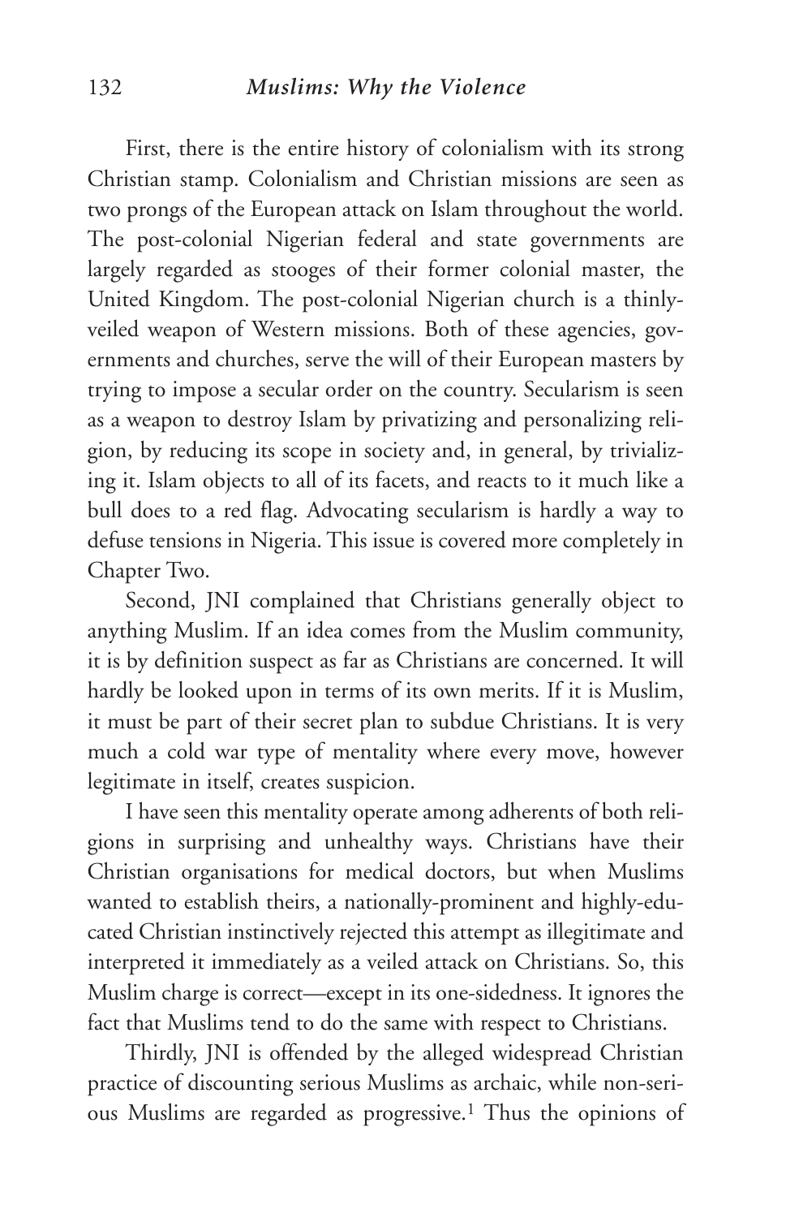First, there is the entire history of colonialism with its strong Christian stamp. Colonialism and Christian missions are seen as two prongs of the European attack on Islam throughout the world. The post-colonial Nigerian federal and state governments are largely regarded as stooges of their former colonial master, the United Kingdom. The post-colonial Nigerian church is a thinly-veiled weapon of Western missions. Both of these agencies, governments and churches, serve the will of their European masters by trying to impose a secular order on the country. Secularism is seen as a weapon to destroy Islam by privatizing and personalizing religion, by reducing its scope in society and, in general, by trivializing it. Islam objects to all of its facets, and reacts to it much like a bull does to a red flag. Advocating secularism is hardly a way to defuse tensions in Nigeria. This issue is covered more completely in Chapter Two.

Second, JNI complained that Christians generally object to anything Muslim. If an idea comes from the Muslim community, it is by definition suspect as far as Christians are concerned. It will hardly be looked upon in terms of its own merits. If it is Muslim, it must be part of their secret plan to subdue Christians. It is very much a cold war type of mentality where every move, however legitimate in itself, creates suspicion.

I have seen this mentality operate among adherents of both religions in surprising and unhealthy ways. Christians have their Christian organisations for medical doctors, but when Muslims wanted to establish theirs, a nationally-prominent and highly-educated Christian instinctively rejected this attempt as illegitimate and interpreted it immediately as a veiled attack on Christians. So, this Muslim charge is correct—except in its one-sidedness. It ignores the fact that Muslims tend to do the same with respect to Christians.

Thirdly, JNI is offended by the alleged widespread Christian practice of discounting serious Muslims as archaic, while non-serious Muslims are regarded as progressive.[1] Thus the opinions of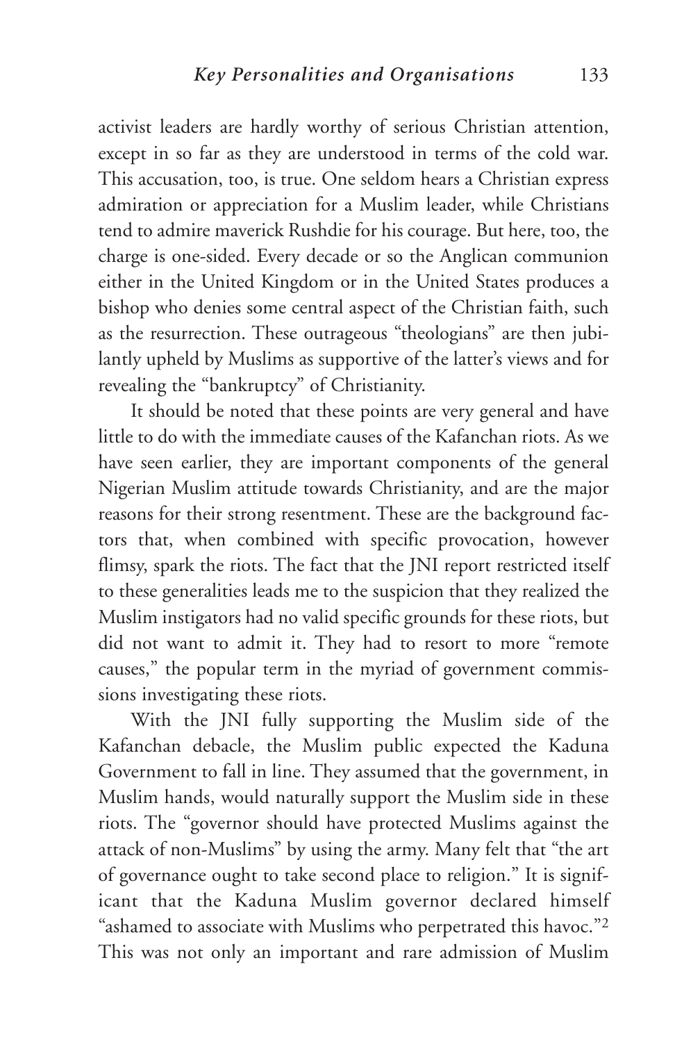activist leaders are hardly worthy of serious Christian attention, except in so far as they are understood in terms of the cold war. This accusation, too, is true. One seldom hears a Christian express admiration or appreciation for a Muslim leader, while Christians tend to admire maverick Rushdie for his courage. But here, too, the charge is one-sided. Every decade or so the Anglican communion either in the United Kingdom or in the United States produces a bishop who denies some central aspect of the Christian faith, such as the resurrection. These outrageous "theologians" are then jubilantly upheld by Muslims as supportive of the latter's views and for revealing the "bankruptcy" of Christianity.

It should be noted that these points are very general and have little to do with the immediate causes of the Kafanchan riots. As we have seen earlier, they are important components of the general Nigerian Muslim attitude towards Christianity, and are the major reasons for their strong resentment. These are the background factors that, when combined with specific provocation, however flimsy, spark the riots. The fact that the JNI report restricted itself to these generalities leads me to the suspicion that they realized the Muslim instigators had no valid specific grounds for these riots, but did not want to admit it. They had to resort to more "remote causes," the popular term in the myriad of government commissions investigating these riots.

With the JNI fully supporting the Muslim side of the Kafanchan debacle, the Muslim public expected the Kaduna Government to fall in line. They assumed that the government, in Muslim hands, would naturally support the Muslim side in these riots. The "governor should have protected Muslims against the attack of non-Muslims" by using the army. Many felt that "the art of governance ought to take second place to religion." It is significant that the Kaduna Muslim governor declared himself "ashamed to associate with Muslims who perpetrated this havoc."[2] This was not only an important and rare admission of Muslim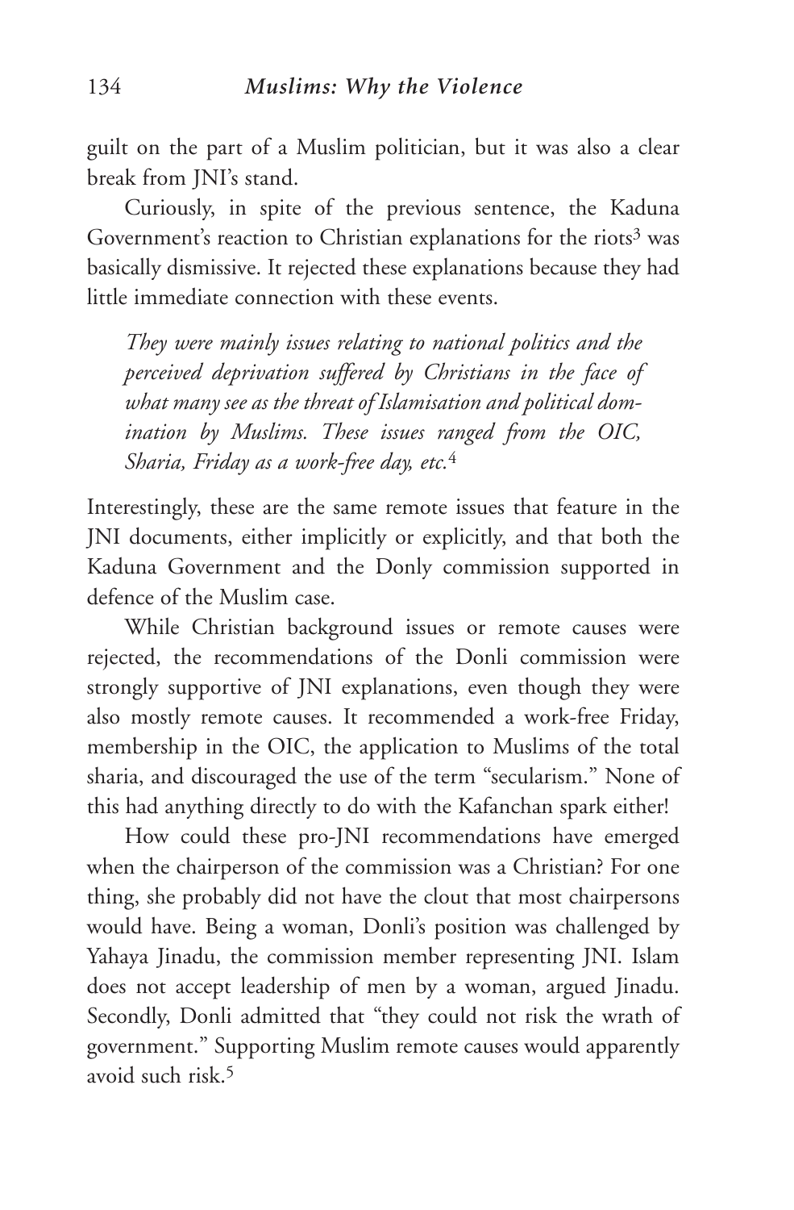guilt on the part of a Muslim politician, but it was also a clear break from JNI's stand.

Curiously, in spite of the previous sentence, the Kaduna Government's reaction to Christian explanations for the riots[3] was basically dismissive. It rejected these explanations because they had little immediate connection with these events.

> *They were mainly issues relating to national politics and the perceived deprivation suffered by Christians in the face of what many see as the threat of Islamisation and political domination by Muslims. These issues ranged from the OIC, Sharia, Friday as a work-free day, etc.*[4]

Interestingly, these are the same remote issues that feature in the JNI documents, either implicitly or explicitly, and that both the Kaduna Government and the Donly commission supported in defence of the Muslim case.

While Christian background issues or remote causes were rejected, the recommendations of the Donli commission were strongly supportive of JNI explanations, even though they were also mostly remote causes. It recommended a work-free Friday, membership in the OIC, the application to Muslims of the total sharia, and discouraged the use of the term "secularism." None of this had anything directly to do with the Kafanchan spark either!

How could these pro-JNI recommendations have emerged when the chairperson of the commission was a Christian? For one thing, she probably did not have the clout that most chairpersons would have. Being a woman, Donli's position was challenged by Yahaya Jinadu, the commission member representing JNI. Islam does not accept leadership of men by a woman, argued Jinadu. Secondly, Donli admitted that "they could not risk the wrath of government." Supporting Muslim remote causes would apparently avoid such risk.[5]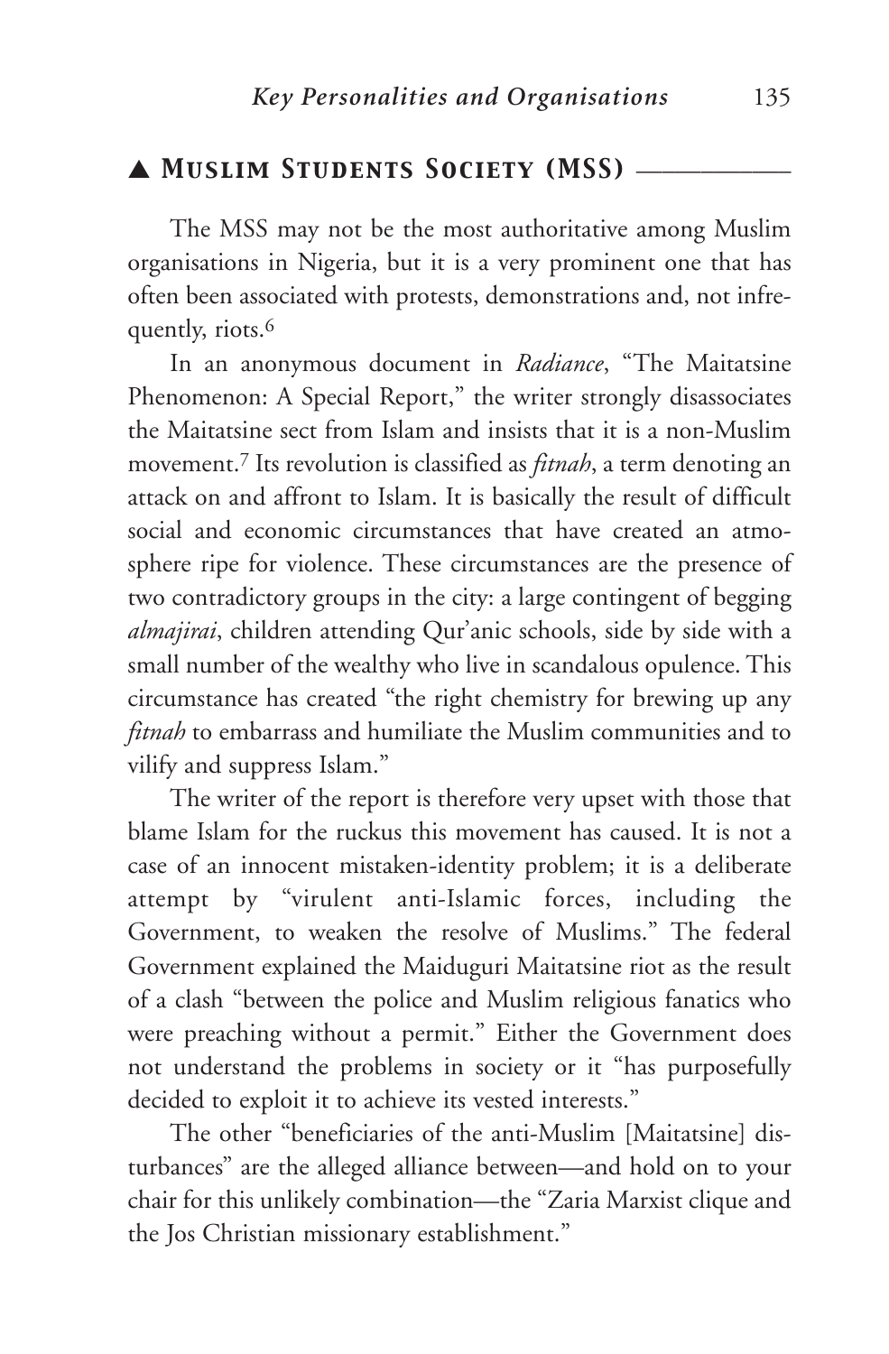## ▲ Muslim Students Society (MSS)

The MSS may not be the most authoritative among Muslim organisations in Nigeria, but it is a very prominent one that has often been associated with protests, demonstrations and, not infrequently, riots.[6]

In an anonymous document in *Radiance*, "The Maitatsine Phenomenon: A Special Report," the writer strongly disassociates the Maitatsine sect from Islam and insists that it is a non-Muslim movement.[7] Its revolution is classified as *fitnah*, a term denoting an attack on and affront to Islam. It is basically the result of difficult social and economic circumstances that have created an atmosphere ripe for violence. These circumstances are the presence of two contradictory groups in the city: a large contingent of begging *almajirai*, children attending Qur'anic schools, side by side with a small number of the wealthy who live in scandalous opulence. This circumstance has created "the right chemistry for brewing up any *fitnah* to embarrass and humiliate the Muslim communities and to vilify and suppress Islam."

The writer of the report is therefore very upset with those that blame Islam for the ruckus this movement has caused. It is not a case of an innocent mistaken-identity problem; it is a deliberate attempt by "virulent anti-Islamic forces, including the Government, to weaken the resolve of Muslims." The federal Government explained the Maiduguri Maitatsine riot as the result of a clash "between the police and Muslim religious fanatics who were preaching without a permit." Either the Government does not understand the problems in society or it "has purposefully decided to exploit it to achieve its vested interests."

The other "beneficiaries of the anti-Muslim [Maitatsine] disturbances" are the alleged alliance between—and hold on to your chair for this unlikely combination—the "Zaria Marxist clique and the Jos Christian missionary establishment."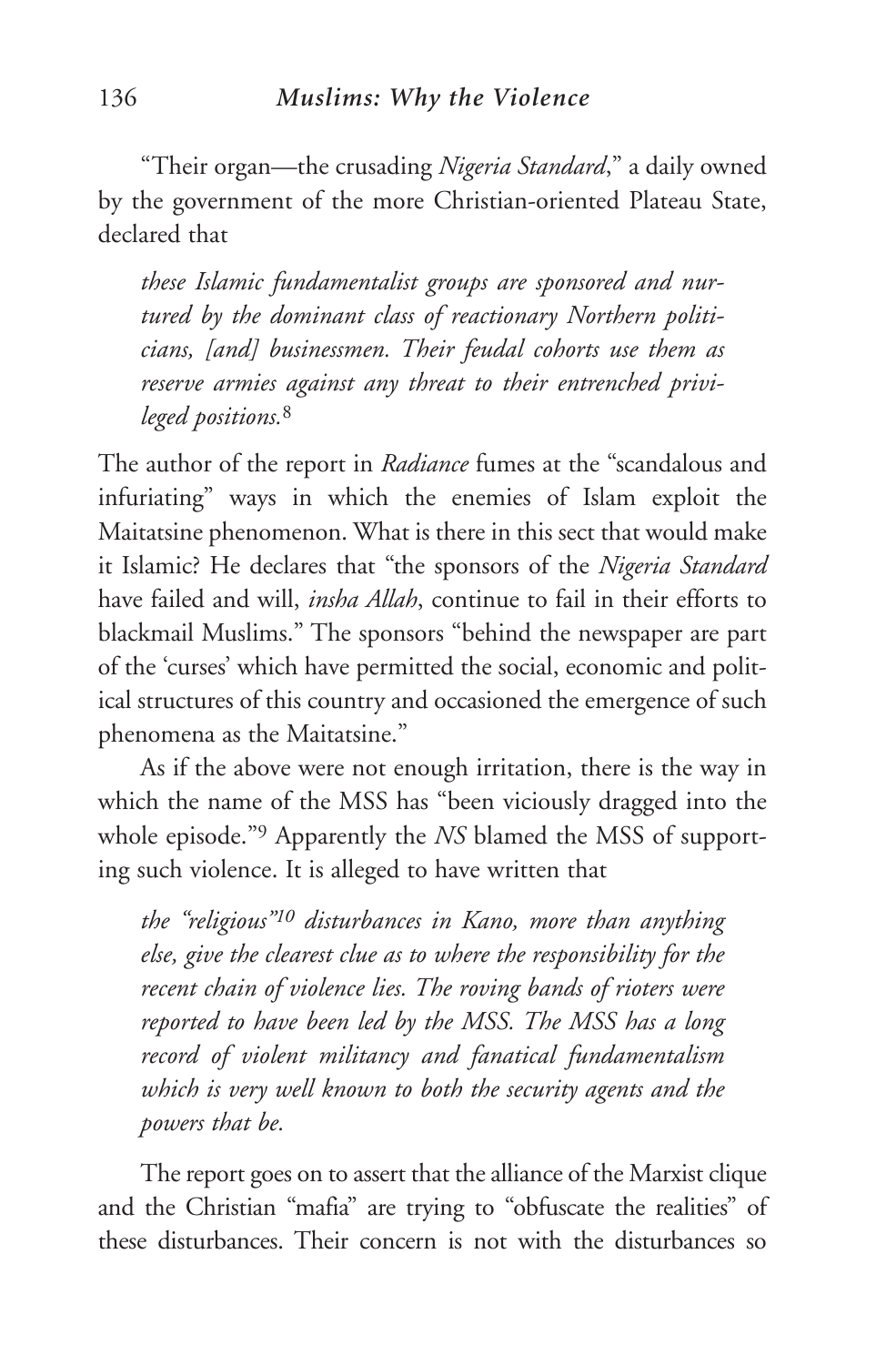"Their organ—the crusading *Nigeria Standard*," a daily owned by the government of the more Christian-oriented Plateau State, declared that

> *these Islamic fundamentalist groups are sponsored and nurtured by the dominant class of reactionary Northern politicians, [and] businessmen. Their feudal cohorts use them as reserve armies against any threat to their entrenched privileged positions.*[8]

The author of the report in *Radiance* fumes at the "scandalous and infuriating" ways in which the enemies of Islam exploit the Maitatsine phenomenon. What is there in this sect that would make it Islamic? He declares that "the sponsors of the *Nigeria Standard* have failed and will, *insha Allah*, continue to fail in their efforts to blackmail Muslims." The sponsors "behind the newspaper are part of the 'curses' which have permitted the social, economic and political structures of this country and occasioned the emergence of such phenomena as the Maitatsine."

As if the above were not enough irritation, there is the way in which the name of the MSS has "been viciously dragged into the whole episode."[9] Apparently the *NS* blamed the MSS of supporting such violence. It is alleged to have written that

> *the "religious"[10] disturbances in Kano, more than anything else, give the clearest clue as to where the responsibility for the recent chain of violence lies. The roving bands of rioters were reported to have been led by the MSS. The MSS has a long record of violent militancy and fanatical fundamentalism which is very well known to both the security agents and the powers that be.*

The report goes on to assert that the alliance of the Marxist clique and the Christian "mafia" are trying to "obfuscate the realities" of these disturbances. Their concern is not with the disturbances so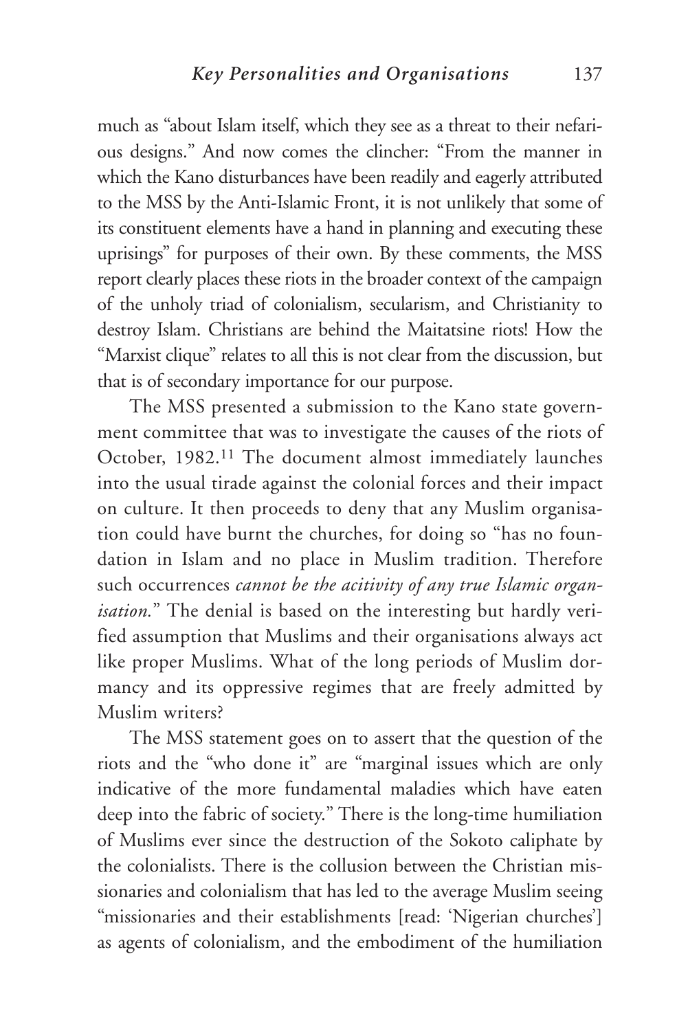much as "about Islam itself, which they see as a threat to their nefarious designs." And now comes the clincher: "From the manner in which the Kano disturbances have been readily and eagerly attributed to the MSS by the Anti-Islamic Front, it is not unlikely that some of its constituent elements have a hand in planning and executing these uprisings" for purposes of their own. By these comments, the MSS report clearly places these riots in the broader context of the campaign of the unholy triad of colonialism, secularism, and Christianity to destroy Islam. Christians are behind the Maitatsine riots! How the "Marxist clique" relates to all this is not clear from the discussion, but that is of secondary importance for our purpose.

The MSS presented a submission to the Kano state government committee that was to investigate the causes of the riots of October, 1982.[11] The document almost immediately launches into the usual tirade against the colonial forces and their impact on culture. It then proceeds to deny that any Muslim organisation could have burnt the churches, for doing so "has no foundation in Islam and no place in Muslim tradition. Therefore such occurrences *cannot be the acitivity of any true Islamic organisation.*" The denial is based on the interesting but hardly verified assumption that Muslims and their organisations always act like proper Muslims. What of the long periods of Muslim dormancy and its oppressive regimes that are freely admitted by Muslim writers?

The MSS statement goes on to assert that the question of the riots and the "who done it" are "marginal issues which are only indicative of the more fundamental maladies which have eaten deep into the fabric of society." There is the long-time humiliation of Muslims ever since the destruction of the Sokoto caliphate by the colonialists. There is the collusion between the Christian missionaries and colonialism that has led to the average Muslim seeing "missionaries and their establishments [read: 'Nigerian churches'] as agents of colonialism, and the embodiment of the humiliation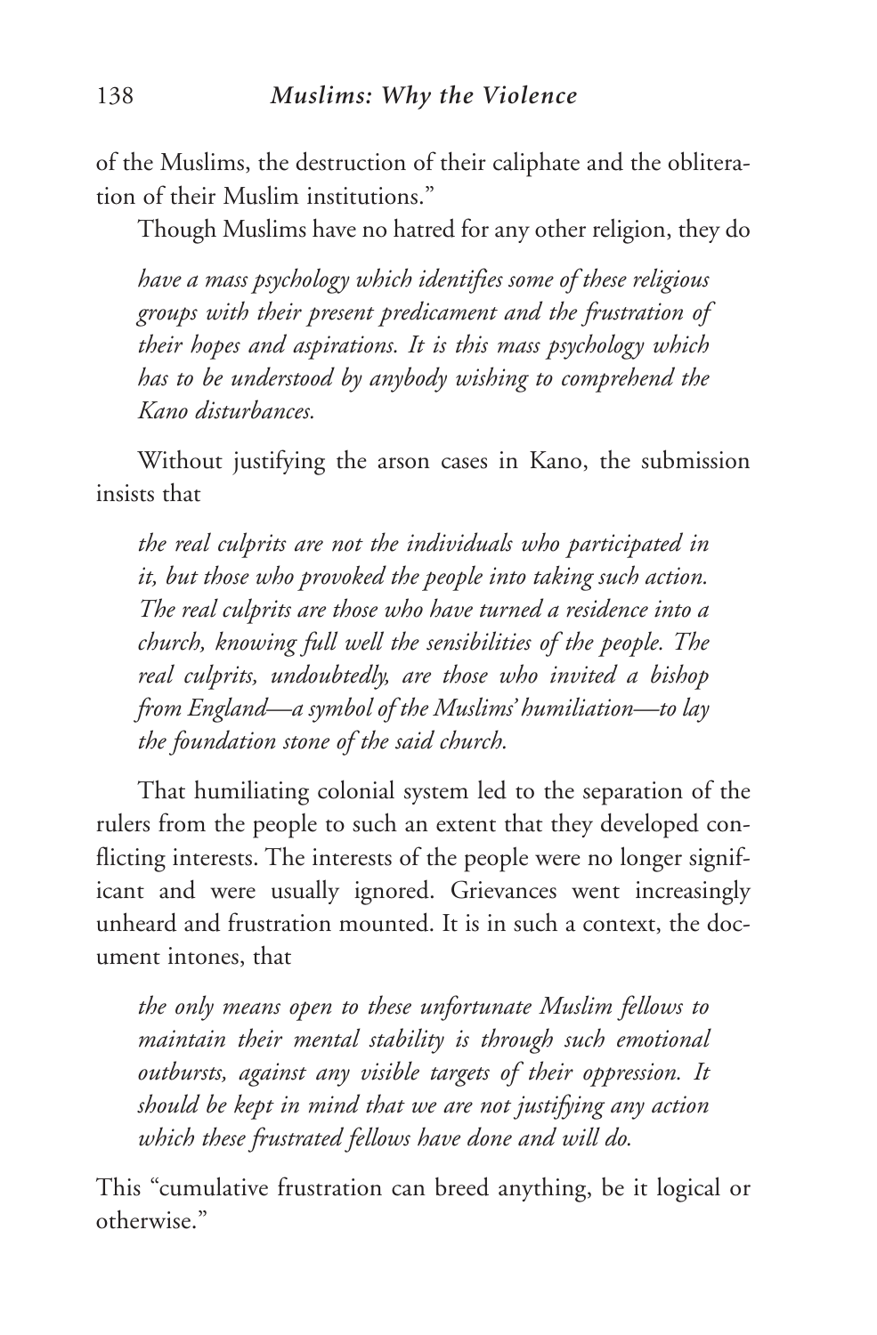of the Muslims, the destruction of their caliphate and the obliteration of their Muslim institutions."

Though Muslims have no hatred for any other religion, they do

> *have a mass psychology which identifies some of these religious groups with their present predicament and the frustration of their hopes and aspirations. It is this mass psychology which has to be understood by anybody wishing to comprehend the Kano disturbances.*

Without justifying the arson cases in Kano, the submission insists that

> *the real culprits are not the individuals who participated in it, but those who provoked the people into taking such action. The real culprits are those who have turned a residence into a church, knowing full well the sensibilities of the people. The real culprits, undoubtedly, are those who invited a bishop from England—a symbol of the Muslims' humiliation—to lay the foundation stone of the said church.*

That humiliating colonial system led to the separation of the rulers from the people to such an extent that they developed conflicting interests. The interests of the people were no longer significant and were usually ignored. Grievances went increasingly unheard and frustration mounted. It is in such a context, the document intones, that

> *the only means open to these unfortunate Muslim fellows to maintain their mental stability is through such emotional outbursts, against any visible targets of their oppression. It should be kept in mind that we are not justifying any action which these frustrated fellows have done and will do.*

This "cumulative frustration can breed anything, be it logical or otherwise."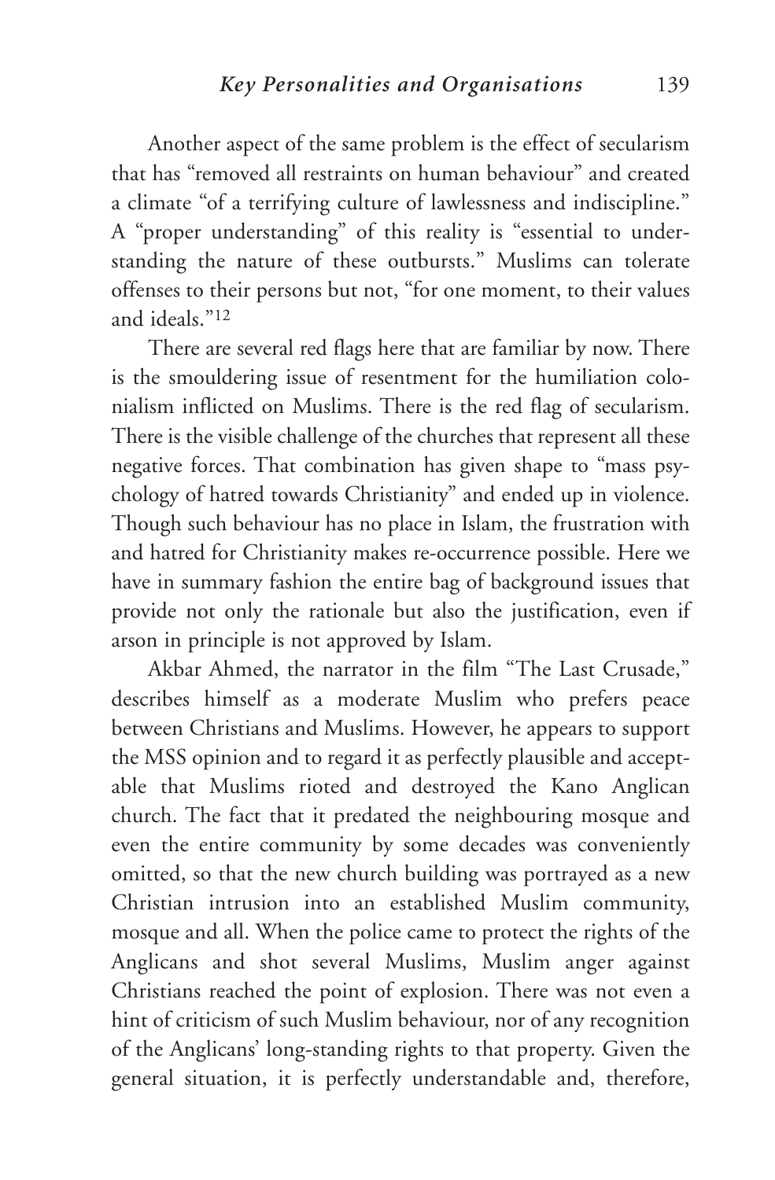Another aspect of the same problem is the effect of secularism that has "removed all restraints on human behaviour" and created a climate "of a terrifying culture of lawlessness and indiscipline." A "proper understanding" of this reality is "essential to understanding the nature of these outbursts." Muslims can tolerate offenses to their persons but not, "for one moment, to their values and ideals."[12]

There are several red flags here that are familiar by now. There is the smouldering issue of resentment for the humiliation colonialism inflicted on Muslims. There is the red flag of secularism. There is the visible challenge of the churches that represent all these negative forces. That combination has given shape to "mass psychology of hatred towards Christianity" and ended up in violence. Though such behaviour has no place in Islam, the frustration with and hatred for Christianity makes re-occurrence possible. Here we have in summary fashion the entire bag of background issues that provide not only the rationale but also the justification, even if arson in principle is not approved by Islam.

Akbar Ahmed, the narrator in the film "The Last Crusade," describes himself as a moderate Muslim who prefers peace between Christians and Muslims. However, he appears to support the MSS opinion and to regard it as perfectly plausible and acceptable that Muslims rioted and destroyed the Kano Anglican church. The fact that it predated the neighbouring mosque and even the entire community by some decades was conveniently omitted, so that the new church building was portrayed as a new Christian intrusion into an established Muslim community, mosque and all. When the police came to protect the rights of the Anglicans and shot several Muslims, Muslim anger against Christians reached the point of explosion. There was not even a hint of criticism of such Muslim behaviour, nor of any recognition of the Anglicans' long-standing rights to that property. Given the general situation, it is perfectly understandable and, therefore,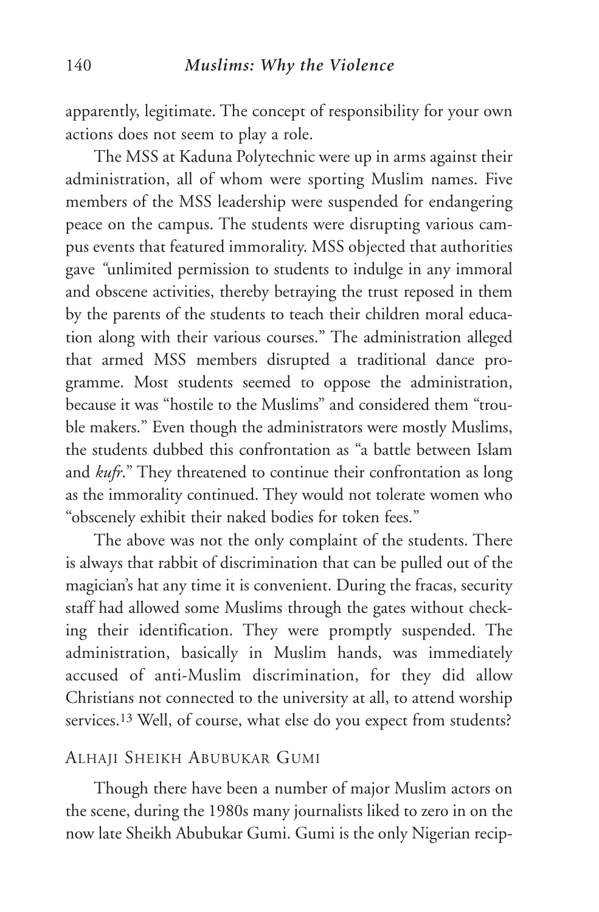apparently, legitimate. The concept of responsibility for your own actions does not seem to play a role.

The MSS at Kaduna Polytechnic were up in arms against their administration, all of whom were sporting Muslim names. Five members of the MSS leadership were suspended for endangering peace on the campus. The students were disrupting various campus events that featured immorality. MSS objected that authorities gave "unlimited permission to students to indulge in any immoral and obscene activities, thereby betraying the trust reposed in them by the parents of the students to teach their children moral education along with their various courses." The administration alleged that armed MSS members disrupted a traditional dance programme. Most students seemed to oppose the administration, because it was "hostile to the Muslims" and considered them "trouble makers." Even though the administrators were mostly Muslims, the students dubbed this confrontation as "a battle between Islam and *kufr*." They threatened to continue their confrontation as long as the immorality continued. They would not tolerate women who "obscenely exhibit their naked bodies for token fees."

The above was not the only complaint of the students. There is always that rabbit of discrimination that can be pulled out of the magician's hat any time it is convenient. During the fracas, security staff had allowed some Muslims through the gates without checking their identification. They were promptly suspended. The administration, basically in Muslim hands, was immediately accused of anti-Muslim discrimination, for they did allow Christians not connected to the university at all, to attend worship services.[13] Well, of course, what else do you expect from students?

## Alhaji Sheikh Abubukar Gumi

Though there have been a number of major Muslim actors on the scene, during the 1980s many journalists liked to zero in on the now late Sheikh Abubukar Gumi. Gumi is the only Nigerian recip-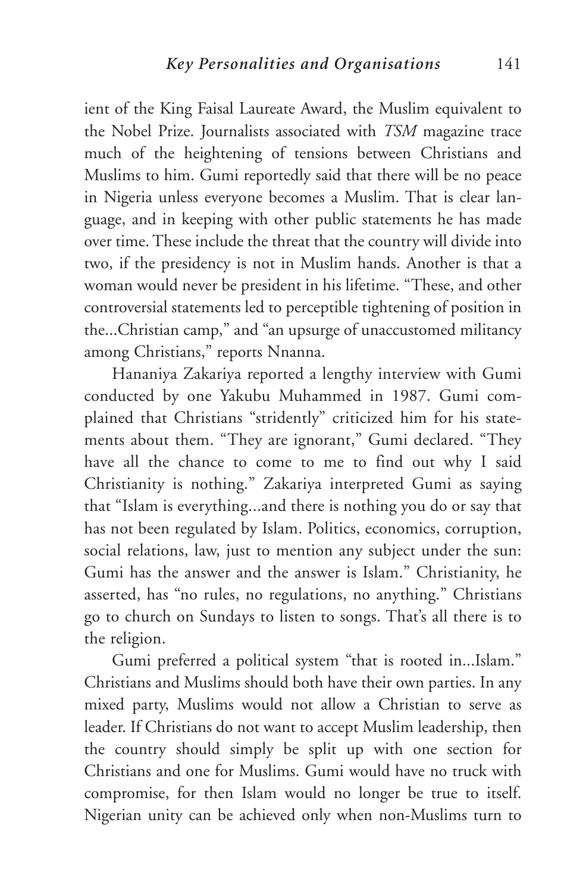ient of the King Faisal Laureate Award, the Muslim equivalent to the Nobel Prize. Journalists associated with *TSM* magazine trace much of the heightening of tensions between Christians and Muslims to him. Gumi reportedly said that there will be no peace in Nigeria unless everyone becomes a Muslim. That is clear language, and in keeping with other public statements he has made over time. These include the threat that the country will divide into two, if the presidency is not in Muslim hands. Another is that a woman would never be president in his lifetime. "These, and other controversial statements led to perceptible tightening of position in the...Christian camp," and "an upsurge of unaccustomed militancy among Christians," reports Nnanna.

Hananiya Zakariya reported a lengthy interview with Gumi conducted by one Yakubu Muhammed in 1987. Gumi complained that Christians "stridently" criticized him for his statements about them. "They are ignorant," Gumi declared. "They have all the chance to come to me to find out why I said Christianity is nothing." Zakariya interpreted Gumi as saying that "Islam is everything...and there is nothing you do or say that has not been regulated by Islam. Politics, economics, corruption, social relations, law, just to mention any subject under the sun: Gumi has the answer and the answer is Islam." Christianity, he asserted, has "no rules, no regulations, no anything." Christians go to church on Sundays to listen to songs. That's all there is to the religion.

Gumi preferred a political system "that is rooted in...Islam." Christians and Muslims should both have their own parties. In any mixed party, Muslims would not allow a Christian to serve as leader. If Christians do not want to accept Muslim leadership, then the country should simply be split up with one section for Christians and one for Muslims. Gumi would have no truck with compromise, for then Islam would no longer be true to itself. Nigerian unity can be achieved only when non-Muslims turn to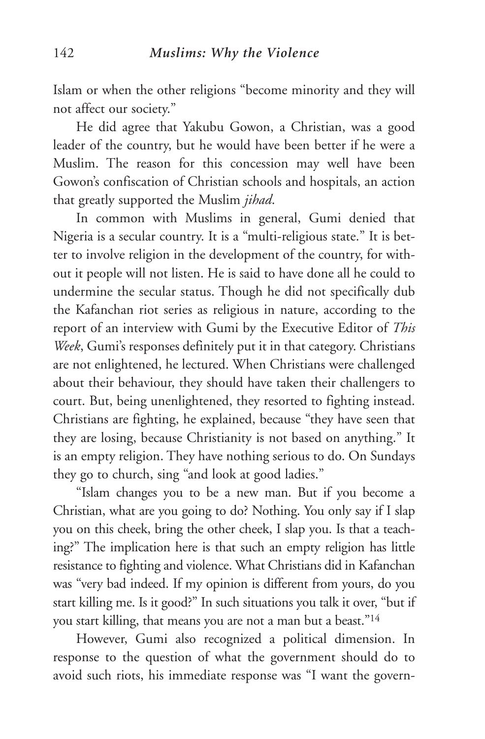Islam or when the other religions "become minority and they will not affect our society."

He did agree that Yakubu Gowon, a Christian, was a good leader of the country, but he would have been better if he were a Muslim. The reason for this concession may well have been Gowon's confiscation of Christian schools and hospitals, an action that greatly supported the Muslim *jihad*.

In common with Muslims in general, Gumi denied that Nigeria is a secular country. It is a "multi-religious state." It is better to involve religion in the development of the country, for without it people will not listen. He is said to have done all he could to undermine the secular status. Though he did not specifically dub the Kafanchan riot series as religious in nature, according to the report of an interview with Gumi by the Executive Editor of *This Week*, Gumi's responses definitely put it in that category. Christians are not enlightened, he lectured. When Christians were challenged about their behaviour, they should have taken their challengers to court. But, being unenlightened, they resorted to fighting instead. Christians are fighting, he explained, because "they have seen that they are losing, because Christianity is not based on anything." It is an empty religion. They have nothing serious to do. On Sundays they go to church, sing "and look at good ladies."

"Islam changes you to be a new man. But if you become a Christian, what are you going to do? Nothing. You only say if I slap you on this cheek, bring the other cheek, I slap you. Is that a teaching?" The implication here is that such an empty religion has little resistance to fighting and violence. What Christians did in Kafanchan was "very bad indeed. If my opinion is different from yours, do you start killing me. Is it good?" In such situations you talk it over, "but if you start killing, that means you are not a man but a beast."[14]

However, Gumi also recognized a political dimension. In response to the question of what the government should do to avoid such riots, his immediate response was "I want the govern-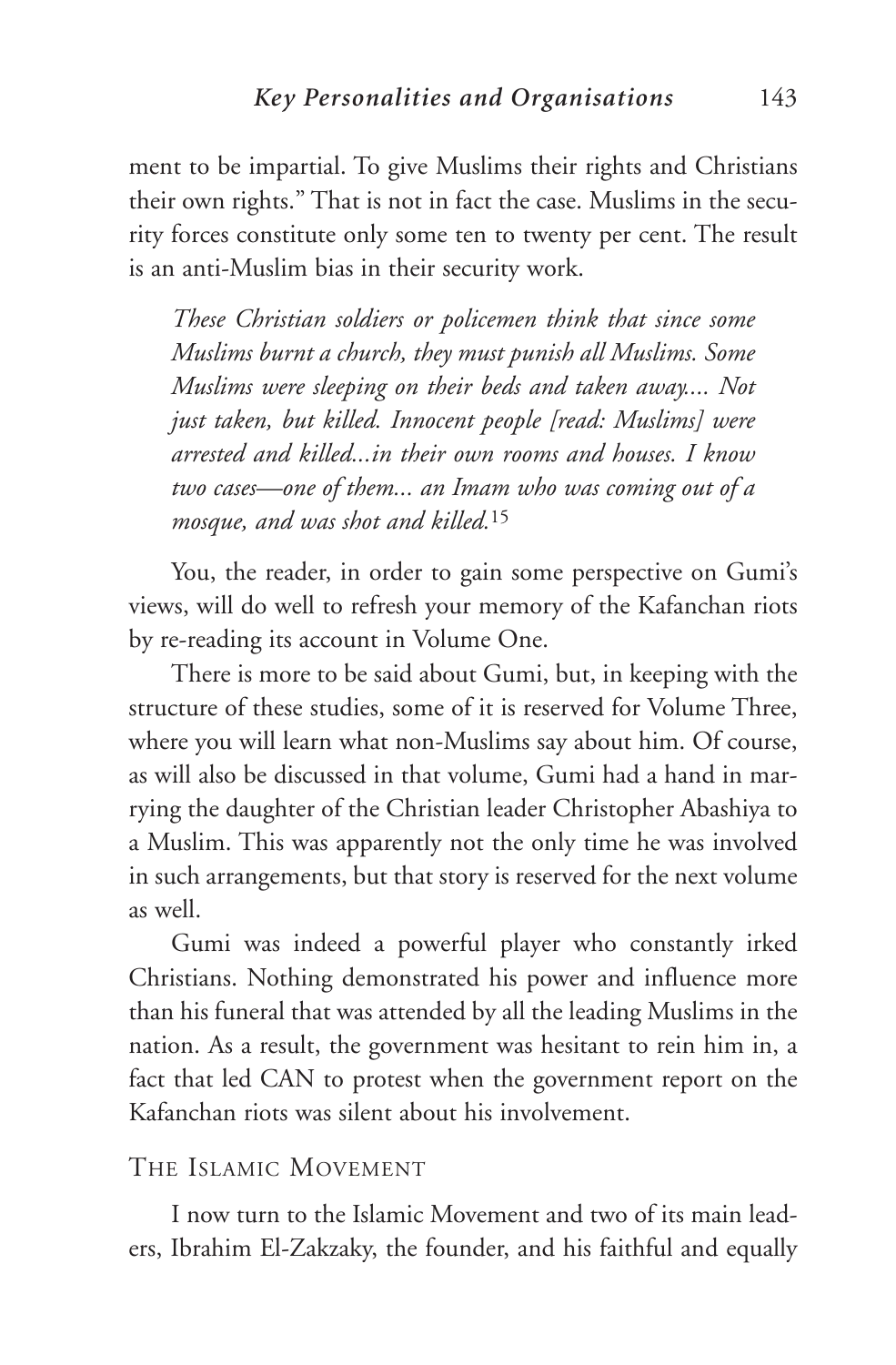ment to be impartial. To give Muslims their rights and Christians their own rights." That is not in fact the case. Muslims in the security forces constitute only some ten to twenty per cent. The result is an anti-Muslim bias in their security work.

> *These Christian soldiers or policemen think that since some Muslims burnt a church, they must punish all Muslims. Some Muslims were sleeping on their beds and taken away.... Not just taken, but killed. Innocent people [read: Muslims] were arrested and killed...in their own rooms and houses. I know two cases—one of them... an Imam who was coming out of a mosque, and was shot and killed.*[15]

You, the reader, in order to gain some perspective on Gumi's views, will do well to refresh your memory of the Kafanchan riots by re-reading its account in Volume One.

There is more to be said about Gumi, but, in keeping with the structure of these studies, some of it is reserved for Volume Three, where you will learn what non-Muslims say about him. Of course, as will also be discussed in that volume, Gumi had a hand in marrying the daughter of the Christian leader Christopher Abashiya to a Muslim. This was apparently not the only time he was involved in such arrangements, but that story is reserved for the next volume as well.

Gumi was indeed a powerful player who constantly irked Christians. Nothing demonstrated his power and influence more than his funeral that was attended by all the leading Muslims in the nation. As a result, the government was hesitant to rein him in, a fact that led CAN to protest when the government report on the Kafanchan riots was silent about his involvement.

## The Islamic Movement

I now turn to the Islamic Movement and two of its main leaders, Ibrahim El-Zakzaky, the founder, and his faithful and equally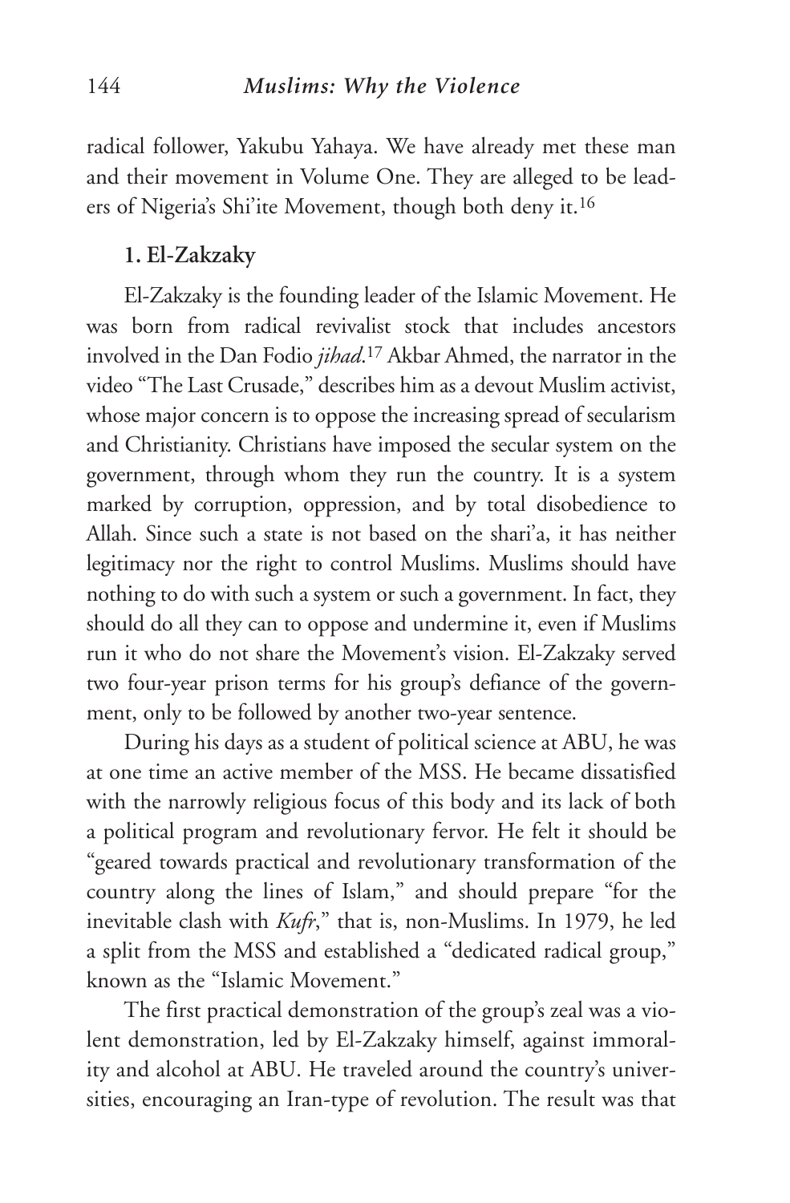radical follower, Yakubu Yahaya. We have already met these man and their movement in Volume One. They are alleged to be leaders of Nigeria's Shi'ite Movement, though both deny it.[16]

### 1. El-Zakzaky

El-Zakzaky is the founding leader of the Islamic Movement. He was born from radical revivalist stock that includes ancestors involved in the Dan Fodio *jihad*.[17] Akbar Ahmed, the narrator in the video "The Last Crusade," describes him as a devout Muslim activist, whose major concern is to oppose the increasing spread of secularism and Christianity. Christians have imposed the secular system on the government, through whom they run the country. It is a system marked by corruption, oppression, and by total disobedience to Allah. Since such a state is not based on the shari'a, it has neither legitimacy nor the right to control Muslims. Muslims should have nothing to do with such a system or such a government. In fact, they should do all they can to oppose and undermine it, even if Muslims run it who do not share the Movement's vision. El-Zakzaky served two four-year prison terms for his group's defiance of the government, only to be followed by another two-year sentence.

During his days as a student of political science at ABU, he was at one time an active member of the MSS. He became dissatisfied with the narrowly religious focus of this body and its lack of both a political program and revolutionary fervor. He felt it should be "geared towards practical and revolutionary transformation of the country along the lines of Islam," and should prepare "for the inevitable clash with *Kufr*," that is, non-Muslims. In 1979, he led a split from the MSS and established a "dedicated radical group," known as the "Islamic Movement."

The first practical demonstration of the group's zeal was a violent demonstration, led by El-Zakzaky himself, against immorality and alcohol at ABU. He traveled around the country's universities, encouraging an Iran-type of revolution. The result was that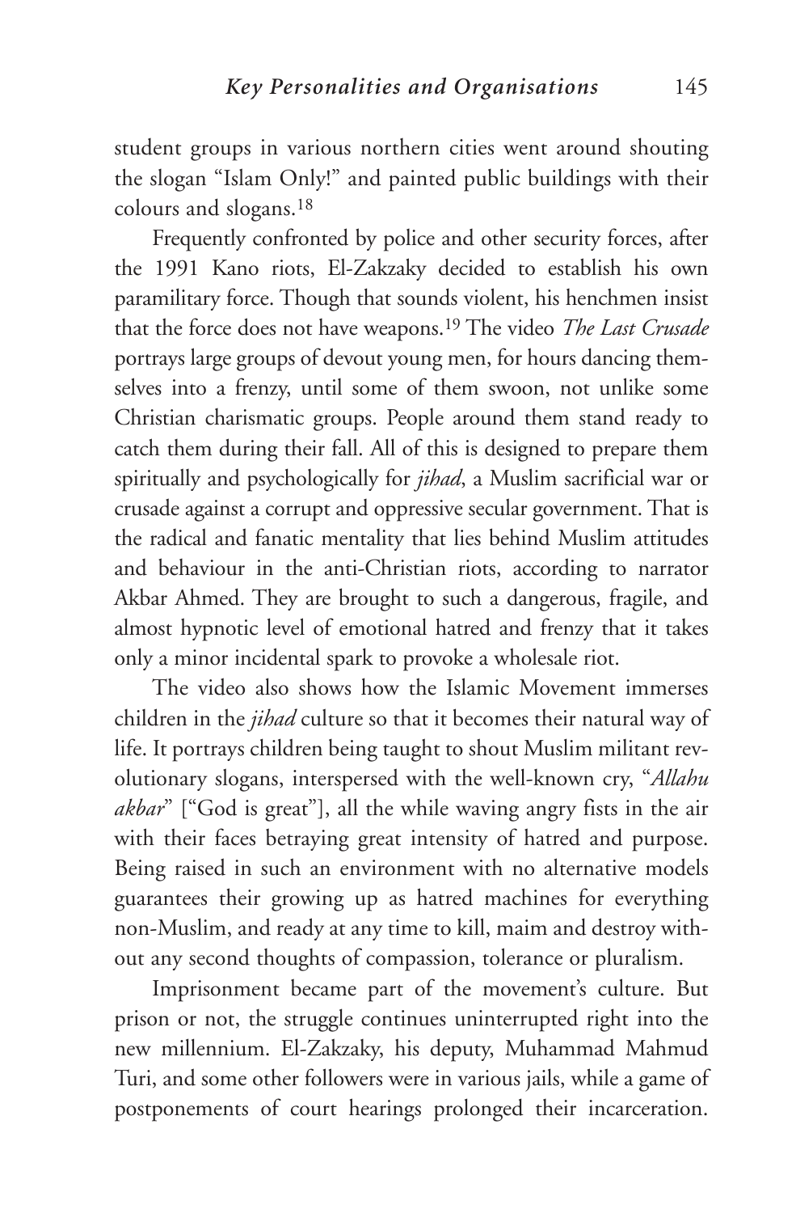student groups in various northern cities went around shouting the slogan "Islam Only!" and painted public buildings with their colours and slogans.[18]

Frequently confronted by police and other security forces, after the 1991 Kano riots, El-Zakzaky decided to establish his own paramilitary force. Though that sounds violent, his henchmen insist that the force does not have weapons.[19] The video *The Last Crusade* portrays large groups of devout young men, for hours dancing themselves into a frenzy, until some of them swoon, not unlike some Christian charismatic groups. People around them stand ready to catch them during their fall. All of this is designed to prepare them spiritually and psychologically for *jihad*, a Muslim sacrificial war or crusade against a corrupt and oppressive secular government. That is the radical and fanatic mentality that lies behind Muslim attitudes and behaviour in the anti-Christian riots, according to narrator Akbar Ahmed. They are brought to such a dangerous, fragile, and almost hypnotic level of emotional hatred and frenzy that it takes only a minor incidental spark to provoke a wholesale riot.

The video also shows how the Islamic Movement immerses children in the *jihad* culture so that it becomes their natural way of life. It portrays children being taught to shout Muslim militant revolutionary slogans, interspersed with the well-known cry, "*Allahu akbar*" ["God is great"], all the while waving angry fists in the air with their faces betraying great intensity of hatred and purpose. Being raised in such an environment with no alternative models guarantees their growing up as hatred machines for everything non-Muslim, and ready at any time to kill, maim and destroy without any second thoughts of compassion, tolerance or pluralism.

Imprisonment became part of the movement's culture. But prison or not, the struggle continues uninterrupted right into the new millennium. El-Zakzaky, his deputy, Muhammad Mahmud Turi, and some other followers were in various jails, while a game of postponements of court hearings prolonged their incarceration.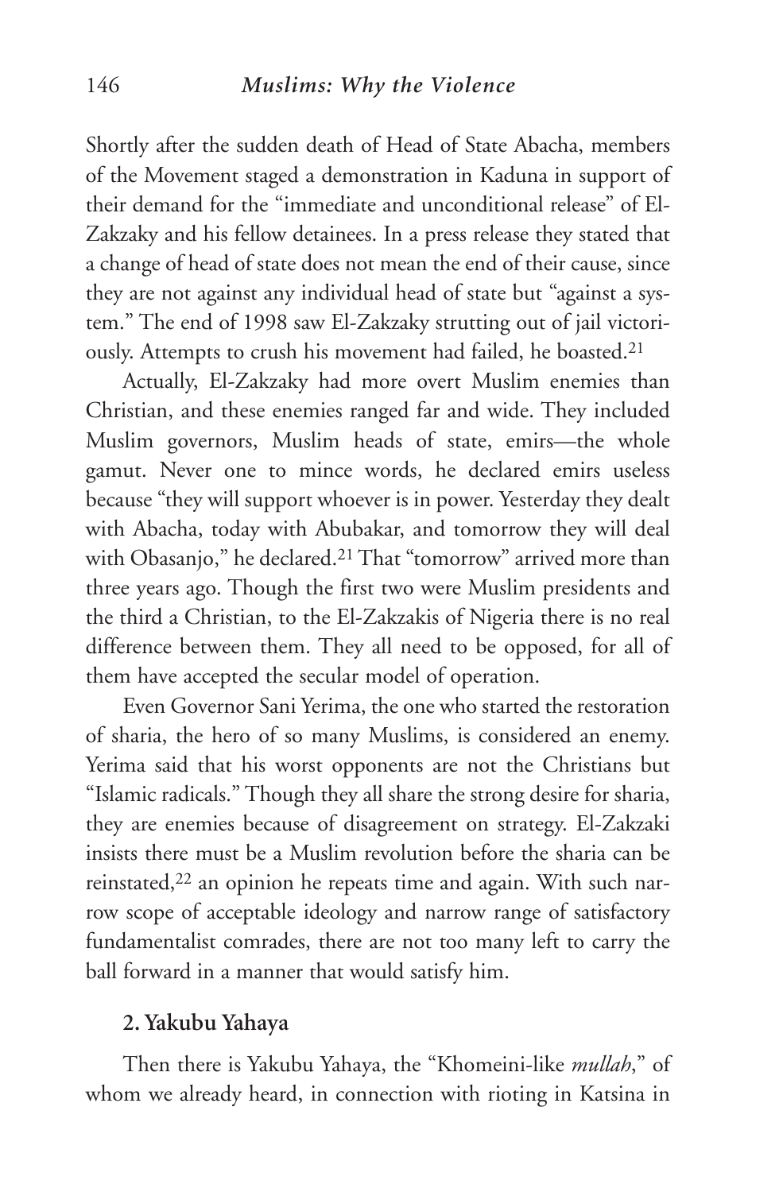Shortly after the sudden death of Head of State Abacha, members of the Movement staged a demonstration in Kaduna in support of their demand for the "immediate and unconditional release" of El-Zakzaky and his fellow detainees. In a press release they stated that a change of head of state does not mean the end of their cause, since they are not against any individual head of state but "against a system." The end of 1998 saw El-Zakzaky strutting out of jail victoriously. Attempts to crush his movement had failed, he boasted.[21]

Actually, El-Zakzaky had more overt Muslim enemies than Christian, and these enemies ranged far and wide. They included Muslim governors, Muslim heads of state, emirs—the whole gamut. Never one to mince words, he declared emirs useless because "they will support whoever is in power. Yesterday they dealt with Abacha, today with Abubakar, and tomorrow they will deal with Obasanjo," he declared.[21] That "tomorrow" arrived more than three years ago. Though the first two were Muslim presidents and the third a Christian, to the El-Zakzakis of Nigeria there is no real difference between them. They all need to be opposed, for all of them have accepted the secular model of operation.

Even Governor Sani Yerima, the one who started the restoration of sharia, the hero of so many Muslims, is considered an enemy. Yerima said that his worst opponents are not the Christians but "Islamic radicals." Though they all share the strong desire for sharia, they are enemies because of disagreement on strategy. El-Zakzaki insists there must be a Muslim revolution before the sharia can be reinstated,[22] an opinion he repeats time and again. With such narrow scope of acceptable ideology and narrow range of satisfactory fundamentalist comrades, there are not too many left to carry the ball forward in a manner that would satisfy him.

### 2. Yakubu Yahaya

Then there is Yakubu Yahaya, the "Khomeini-like *mullah*," of whom we already heard, in connection with rioting in Katsina in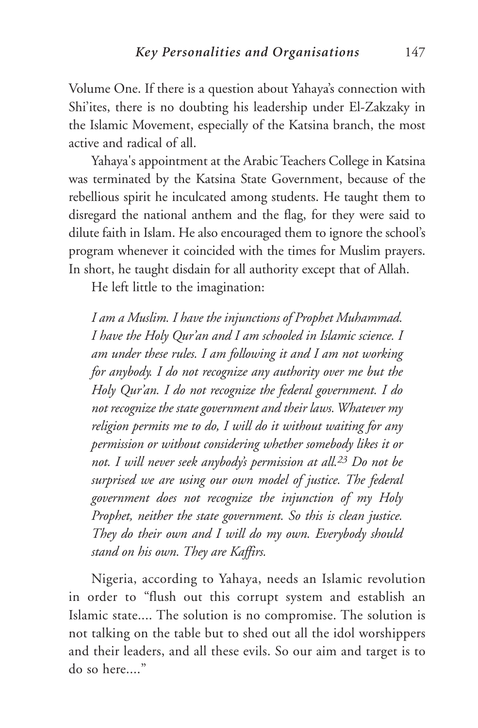Volume One. If there is a question about Yahaya's connection with Shi'ites, there is no doubting his leadership under El-Zakzaky in the Islamic Movement, especially of the Katsina branch, the most active and radical of all.

Yahaya's appointment at the Arabic Teachers College in Katsina was terminated by the Katsina State Government, because of the rebellious spirit he inculcated among students. He taught them to disregard the national anthem and the flag, for they were said to dilute faith in Islam. He also encouraged them to ignore the school's program whenever it coincided with the times for Muslim prayers. In short, he taught disdain for all authority except that of Allah.

He left little to the imagination:

> *I am a Muslim. I have the injunctions of Prophet Muhammad. I have the Holy Qur'an and I am schooled in Islamic science. I am under these rules. I am following it and I am not working for anybody. I do not recognize any authority over me but the Holy Qur'an. I do not recognize the federal government. I do not recognize the state government and their laws. Whatever my religion permits me to do, I will do it without waiting for any permission or without considering whether somebody likes it or not. I will never seek anybody's permission at all.*[23] *Do not be surprised we are using our own model of justice. The federal government does not recognize the injunction of my Holy Prophet, neither the state government. So this is clean justice. They do their own and I will do my own. Everybody should stand on his own. They are Kaffirs.*

Nigeria, according to Yahaya, needs an Islamic revolution in order to "flush out this corrupt system and establish an Islamic state.... The solution is no compromise. The solution is not talking on the table but to shed out all the idol worshippers and their leaders, and all these evils. So our aim and target is to do so here...."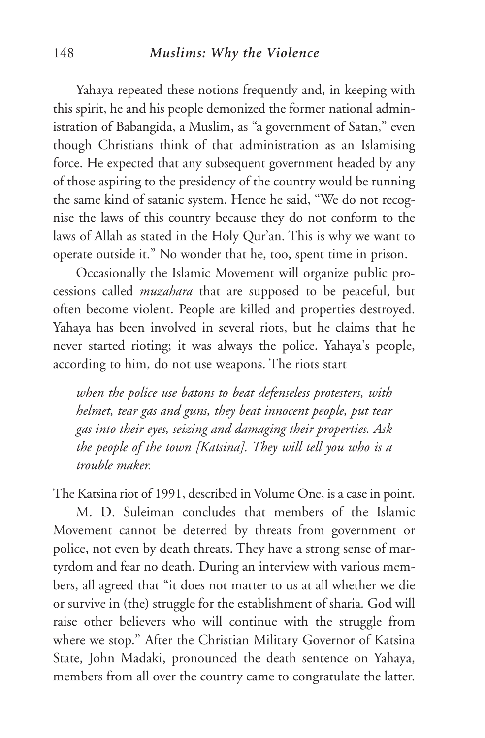Yahaya repeated these notions frequently and, in keeping with this spirit, he and his people demonized the former national administration of Babangida, a Muslim, as "a government of Satan," even though Christians think of that administration as an Islamising force. He expected that any subsequent government headed by any of those aspiring to the presidency of the country would be running the same kind of satanic system. Hence he said, "We do not recognise the laws of this country because they do not conform to the laws of Allah as stated in the Holy Qur'an. This is why we want to operate outside it." No wonder that he, too, spent time in prison.

Occasionally the Islamic Movement will organize public processions called *muzahara* that are supposed to be peaceful, but often become violent. People are killed and properties destroyed. Yahaya has been involved in several riots, but he claims that he never started rioting; it was always the police. Yahaya's people, according to him, do not use weapons. The riots start

> *when the police use batons to beat defenseless protesters, with helmet, tear gas and guns, they beat innocent people, put tear gas into their eyes, seizing and damaging their properties. Ask the people of the town [Katsina]. They will tell you who is a trouble maker.*

The Katsina riot of 1991, described in Volume One, is a case in point.

M. D. Suleiman concludes that members of the Islamic Movement cannot be deterred by threats from government or police, not even by death threats. They have a strong sense of martyrdom and fear no death. During an interview with various members, all agreed that "it does not matter to us at all whether we die or survive in (the) struggle for the establishment of sharia. God will raise other believers who will continue with the struggle from where we stop." After the Christian Military Governor of Katsina State, John Madaki, pronounced the death sentence on Yahaya, members from all over the country came to congratulate the latter.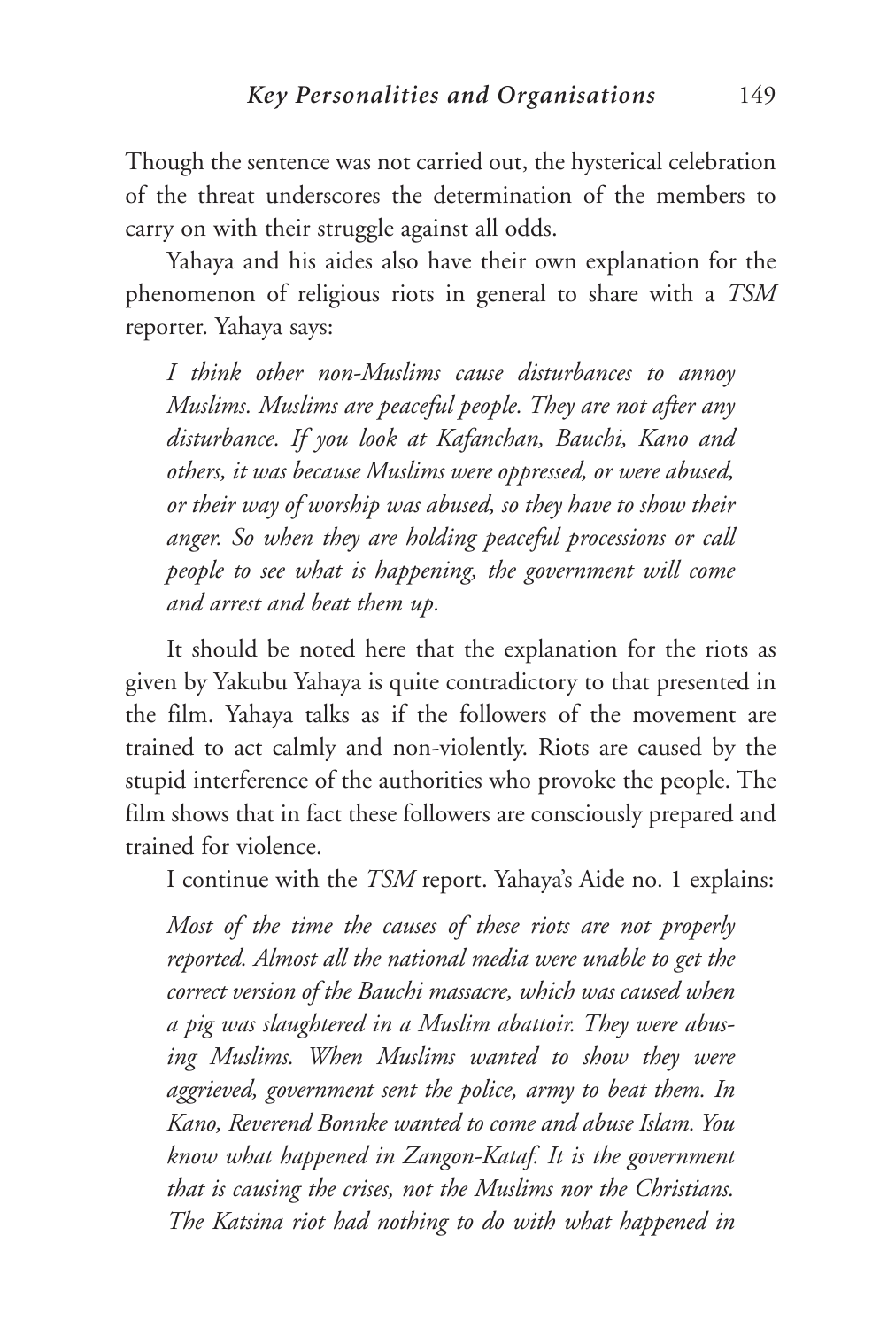Though the sentence was not carried out, the hysterical celebration of the threat underscores the determination of the members to carry on with their struggle against all odds.

Yahaya and his aides also have their own explanation for the phenomenon of religious riots in general to share with a *TSM* reporter. Yahaya says:

> *I think other non-Muslims cause disturbances to annoy Muslims. Muslims are peaceful people. They are not after any disturbance. If you look at Kafanchan, Bauchi, Kano and others, it was because Muslims were oppressed, or were abused, or their way of worship was abused, so they have to show their anger. So when they are holding peaceful processions or call people to see what is happening, the government will come and arrest and beat them up.*

It should be noted here that the explanation for the riots as given by Yakubu Yahaya is quite contradictory to that presented in the film. Yahaya talks as if the followers of the movement are trained to act calmly and non-violently. Riots are caused by the stupid interference of the authorities who provoke the people. The film shows that in fact these followers are consciously prepared and trained for violence.

I continue with the *TSM* report. Yahaya's Aide no. 1 explains:

> *Most of the time the causes of these riots are not properly reported. Almost all the national media were unable to get the correct version of the Bauchi massacre, which was caused when a pig was slaughtered in a Muslim abattoir. They were abusing Muslims. When Muslims wanted to show they were aggrieved, government sent the police, army to beat them. In Kano, Reverend Bonnke wanted to come and abuse Islam. You know what happened in Zangon-Kataf. It is the government that is causing the crises, not the Muslims nor the Christians. The Katsina riot had nothing to do with what happened in*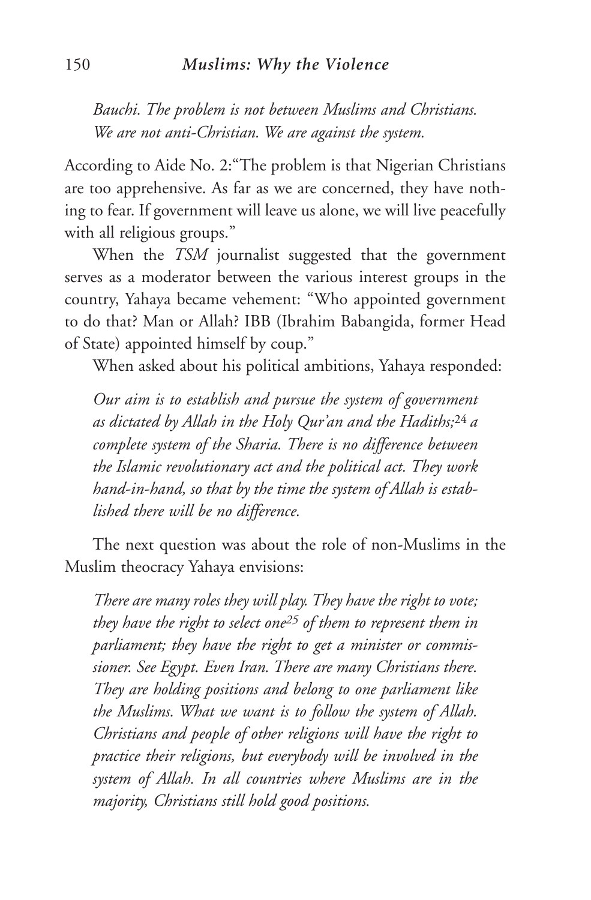*Bauchi. The problem is not between Muslims and Christians. We are not anti-Christian. We are against the system.*

According to Aide No. 2:"The problem is that Nigerian Christians are too apprehensive. As far as we are concerned, they have nothing to fear. If government will leave us alone, we will live peacefully with all religious groups."

When the *TSM* journalist suggested that the government serves as a moderator between the various interest groups in the country, Yahaya became vehement: "Who appointed government to do that? Man or Allah? IBB (Ibrahim Babangida, former Head of State) appointed himself by coup."

When asked about his political ambitions, Yahaya responded:

> *Our aim is to establish and pursue the system of government as dictated by Allah in the Holy Qur'an and the Hadiths;*[24] *a complete system of the Sharia. There is no difference between the Islamic revolutionary act and the political act. They work hand-in-hand, so that by the time the system of Allah is established there will be no difference.*

The next question was about the role of non-Muslims in the Muslim theocracy Yahaya envisions:

> *There are many roles they will play. They have the right to vote; they have the right to select one*[25] *of them to represent them in parliament; they have the right to get a minister or commissioner. See Egypt. Even Iran. There are many Christians there. They are holding positions and belong to one parliament like the Muslims. What we want is to follow the system of Allah. Christians and people of other religions will have the right to practice their religions, but everybody will be involved in the system of Allah. In all countries where Muslims are in the majority, Christians still hold good positions.*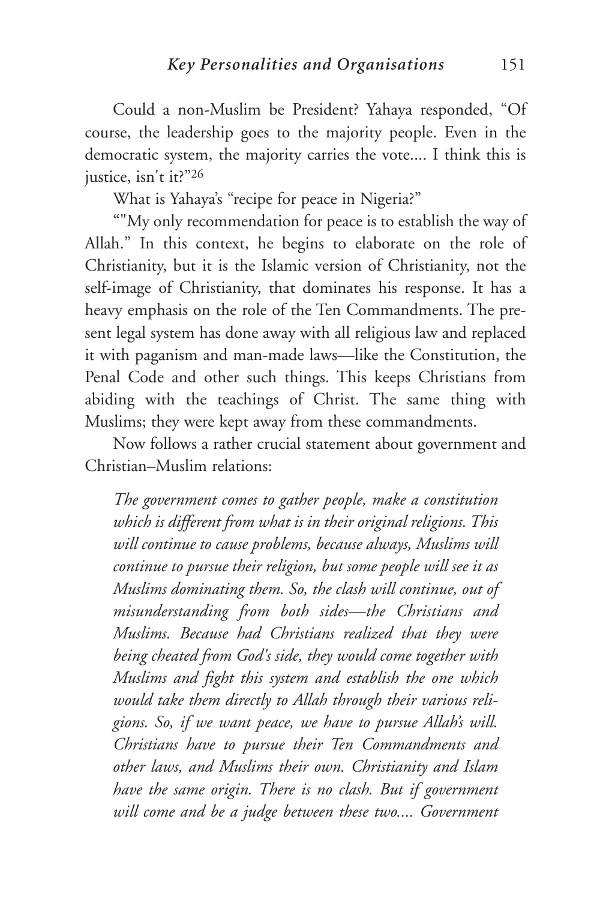Could a non-Muslim be President? Yahaya responded, "Of course, the leadership goes to the majority people. Even in the democratic system, the majority carries the vote.... I think this is justice, isn't it?"[26]

What is Yahaya's "recipe for peace in Nigeria?"

""My only recommendation for peace is to establish the way of Allah." In this context, he begins to elaborate on the role of Christianity, but it is the Islamic version of Christianity, not the self-image of Christianity, that dominates his response. It has a heavy emphasis on the role of the Ten Commandments. The present legal system has done away with all religious law and replaced it with paganism and man-made laws—like the Constitution, the Penal Code and other such things. This keeps Christians from abiding with the teachings of Christ. The same thing with Muslims; they were kept away from these commandments.

Now follows a rather crucial statement about government and Christian–Muslim relations:

> *The government comes to gather people, make a constitution which is different from what is in their original religions. This will continue to cause problems, because always, Muslims will continue to pursue their religion, but some people will see it as Muslims dominating them. So, the clash will continue, out of misunderstanding from both sides—the Christians and Muslims. Because had Christians realized that they were being cheated from God's side, they would come together with Muslims and fight this system and establish the one which would take them directly to Allah through their various religions. So, if we want peace, we have to pursue Allah's will. Christians have to pursue their Ten Commandments and other laws, and Muslims their own. Christianity and Islam have the same origin. There is no clash. But if government will come and be a judge between these two.... Government*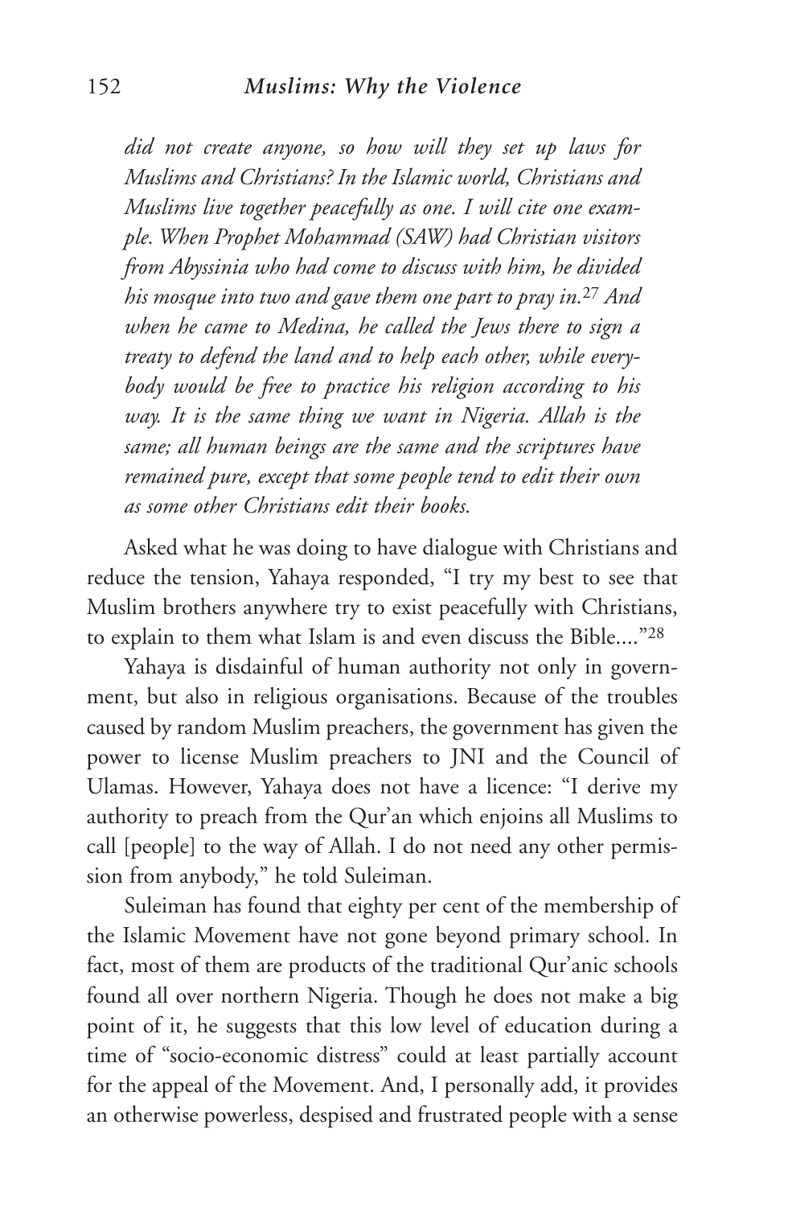*did not create anyone, so how will they set up laws for Muslims and Christians? In the Islamic world, Christians and Muslims live together peacefully as one. I will cite one example. When Prophet Mohammad (SAW) had Christian visitors from Abyssinia who had come to discuss with him, he divided his mosque into two and gave them one part to pray in.*[27] *And when he came to Medina, he called the Jews there to sign a treaty to defend the land and to help each other, while everybody would be free to practice his religion according to his way. It is the same thing we want in Nigeria. Allah is the same; all human beings are the same and the scriptures have remained pure, except that some people tend to edit their own as some other Christians edit their books.*

Asked what he was doing to have dialogue with Christians and reduce the tension, Yahaya responded, "I try my best to see that Muslim brothers anywhere try to exist peacefully with Christians, to explain to them what Islam is and even discuss the Bible...."[28]

Yahaya is disdainful of human authority not only in government, but also in religious organisations. Because of the troubles caused by random Muslim preachers, the government has given the power to license Muslim preachers to JNI and the Council of Ulamas. However, Yahaya does not have a licence: "I derive my authority to preach from the Qur'an which enjoins all Muslims to call [people] to the way of Allah. I do not need any other permission from anybody," he told Suleiman.

Suleiman has found that eighty per cent of the membership of the Islamic Movement have not gone beyond primary school. In fact, most of them are products of the traditional Qur'anic schools found all over northern Nigeria. Though he does not make a big point of it, he suggests that this low level of education during a time of "socio-economic distress" could at least partially account for the appeal of the Movement. And, I personally add, it provides an otherwise powerless, despised and frustrated people with a sense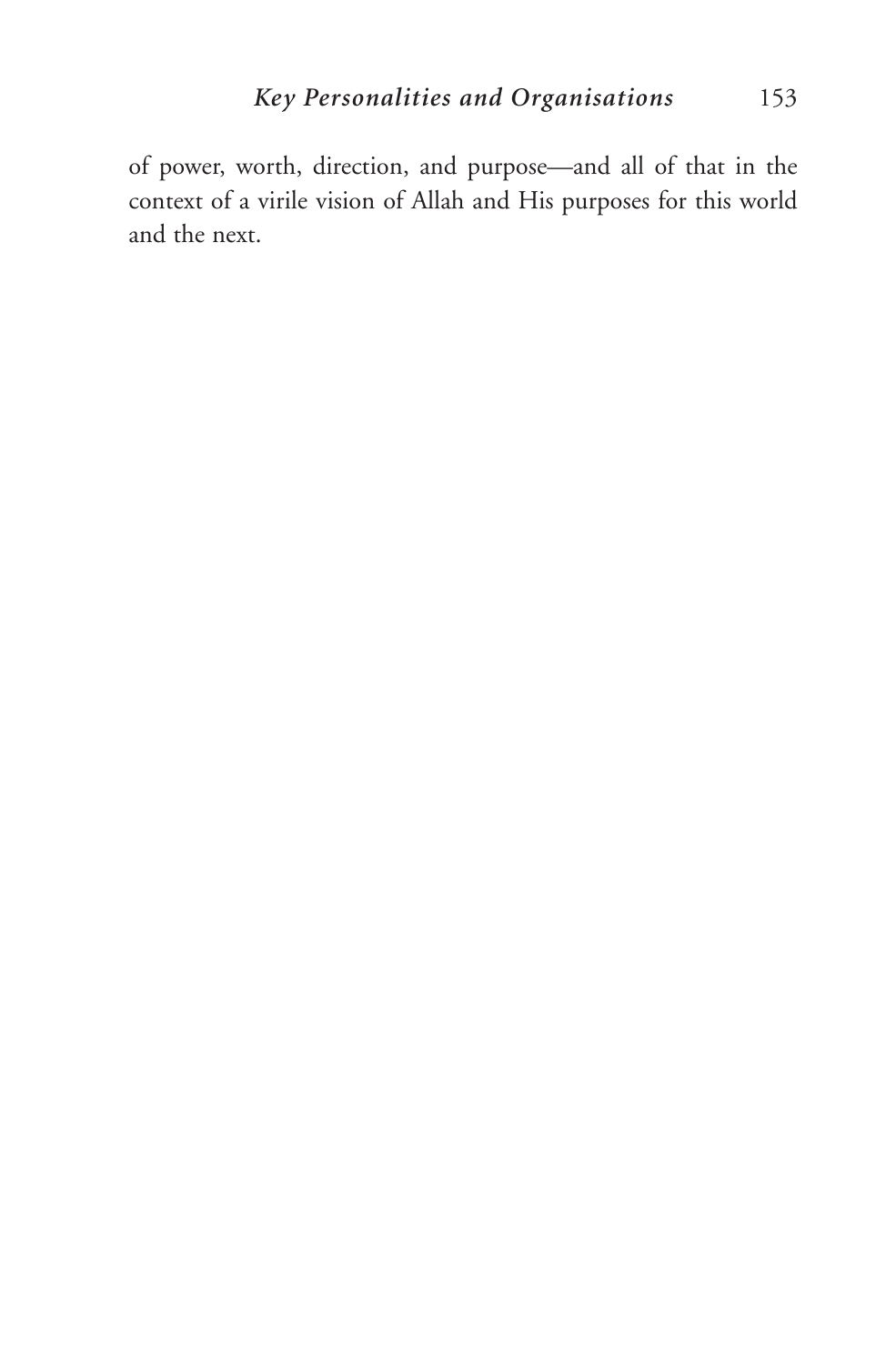of power, worth, direction, and purpose—and all of that in the context of a virile vision of Allah and His purposes for this world and the next.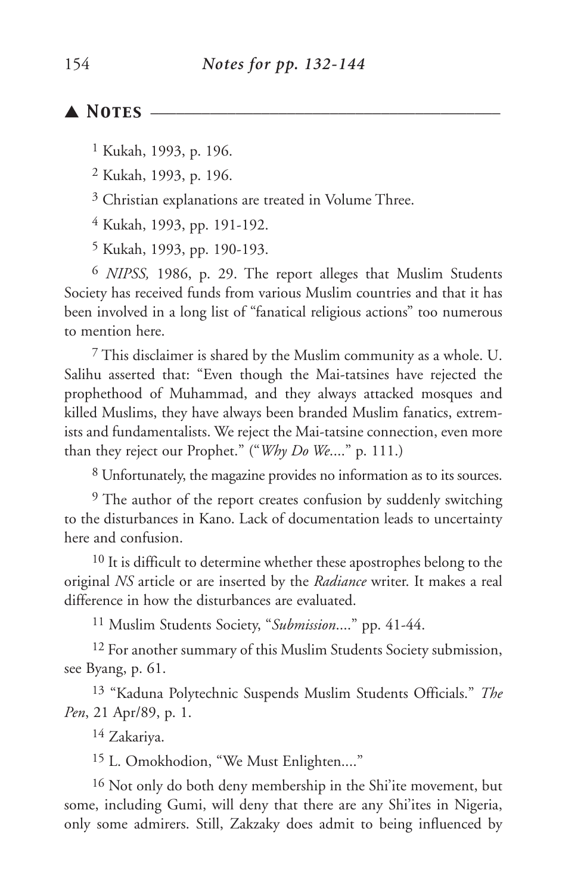## ▲ Notes

[1] Kukah, 1993, p. 196.

[2] Kukah, 1993, p. 196.

[3] Christian explanations are treated in Volume Three.

[4] Kukah, 1993, pp. 191-192.

[5] Kukah, 1993, pp. 190-193.

[6] *NIPSS,* 1986, p. 29. The report alleges that Muslim Students Society has received funds from various Muslim countries and that it has been involved in a long list of "fanatical religious actions" too numerous to mention here.

[7] This disclaimer is shared by the Muslim community as a whole. U. Salihu asserted that: "Even though the Mai-tatsines have rejected the prophethood of Muhammad, and they always attacked mosques and killed Muslims, they have always been branded Muslim fanatics, extremists and fundamentalists. We reject the Mai-tatsine connection, even more than they reject our Prophet." ("*Why Do We*...." p. 111.)

[8] Unfortunately, the magazine provides no information as to its sources.

[9] The author of the report creates confusion by suddenly switching to the disturbances in Kano. Lack of documentation leads to uncertainty here and confusion.

[10] It is difficult to determine whether these apostrophes belong to the original *NS* article or are inserted by the *Radiance* writer. It makes a real difference in how the disturbances are evaluated.

[11] Muslim Students Society, "*Submission*...." pp. 41-44.

[12] For another summary of this Muslim Students Society submission, see Byang, p. 61.

[13] "Kaduna Polytechnic Suspends Muslim Students Officials." *The Pen*, 21 Apr/89, p. 1.

[14] Zakariya.

[15] L. Omokhodion, "We Must Enlighten...."

[16] Not only do both deny membership in the Shi'ite movement, but some, including Gumi, will deny that there are any Shi'ites in Nigeria, only some admirers. Still, Zakzaky does admit to being influenced by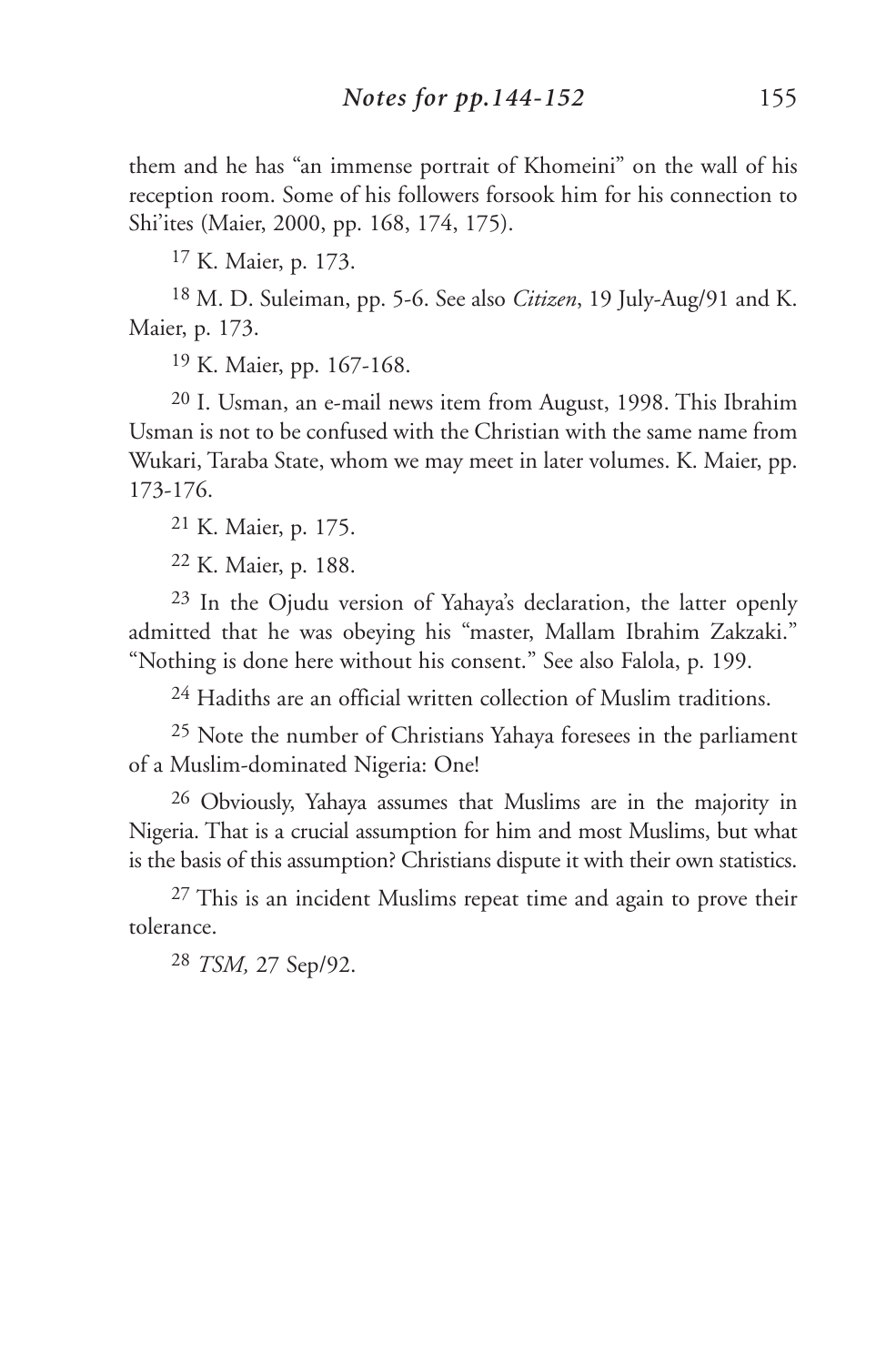them and he has "an immense portrait of Khomeini" on the wall of his reception room. Some of his followers forsook him for his connection to Shi'ites (Maier, 2000, pp. 168, 174, 175).

[17] K. Maier, p. 173.

[18] M. D. Suleiman, pp. 5-6. See also *Citizen*, 19 July-Aug/91 and K. Maier, p. 173.

[19] K. Maier, pp. 167-168.

[20] I. Usman, an e-mail news item from August, 1998. This Ibrahim Usman is not to be confused with the Christian with the same name from Wukari, Taraba State, whom we may meet in later volumes. K. Maier, pp. 173-176.

[21] K. Maier, p. 175.

[22] K. Maier, p. 188.

[23] In the Ojudu version of Yahaya's declaration, the latter openly admitted that he was obeying his "master, Mallam Ibrahim Zakzaki." "Nothing is done here without his consent." See also Falola, p. 199.

[24] Hadiths are an official written collection of Muslim traditions.

[25] Note the number of Christians Yahaya foresees in the parliament of a Muslim-dominated Nigeria: One!

[26] Obviously, Yahaya assumes that Muslims are in the majority in Nigeria. That is a crucial assumption for him and most Muslims, but what is the basis of this assumption? Christians dispute it with their own statistics.

[27] This is an incident Muslims repeat time and again to prove their tolerance.

[28] *TSM,* 27 Sep/92.